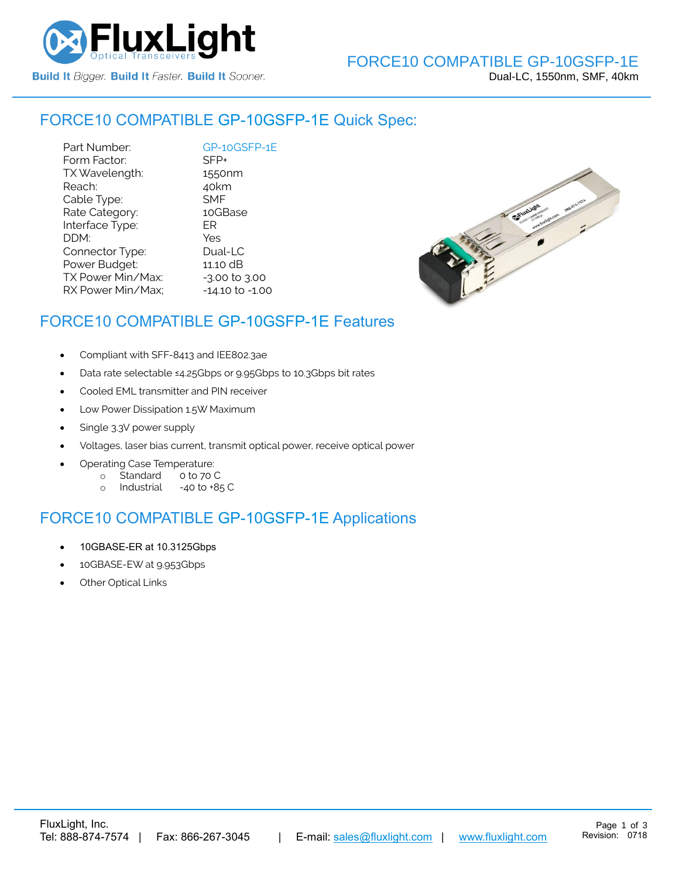# FluxLight

Optical Transceivers

**Build It** *Bigger.* **Build It** *Faster.* **Build It** *Sooner.*

FORCE10 COMPATIBLE GP-10GSFP-1E

Dual-LC, 1550nm, SMF, 40km

## FORCE10 COMPATIBLE GP-10GSFP-1E Quick Spec:

| | |
|---|---|
| Part Number: | GP-10GSFP-1E |
| Form Factor: | SFP+ |
| TX Wavelength: | 1550nm |
| Reach: | 40km |
| Cable Type: | SMF |
| Rate Category: | 10GBase |
| Interface Type: | ER |
| DDM: | Yes |
| Connector Type: | Dual-LC |
| Power Budget: | 11.10 dB |
| TX Power Min/Max: | -3.00 to 3.00 |
| RX Power Min/Max; | -14.10 to -1.00 |

## FORCE10 COMPATIBLE GP-10GSFP-1E Features

- Compliant with SFF-8413 and IEE802.3ae
- Data rate selectable ≤4.25Gbps or 9.95Gbps to 10.3Gbps bit rates
- Cooled EML transmitter and PIN receiver
- Low Power Dissipation 1.5W Maximum
- Single 3.3V power supply
- Voltages, laser bias current, transmit optical power, receive optical power
- Operating Case Temperature:
  - Standard 0 to 70 C
  - Industrial -40 to +85 C

## FORCE10 COMPATIBLE GP-10GSFP-1E Applications

- 10GBASE-ER at 10.3125Gbps
- 10GBASE-EW at 9.953Gbps
- Other Optical Links

FluxLight, Inc.
Tel: 888-874-7574 | Fax: 866-267-3045 | E-mail: sales@fluxlight.com | www.fluxlight.com

Revision: 0718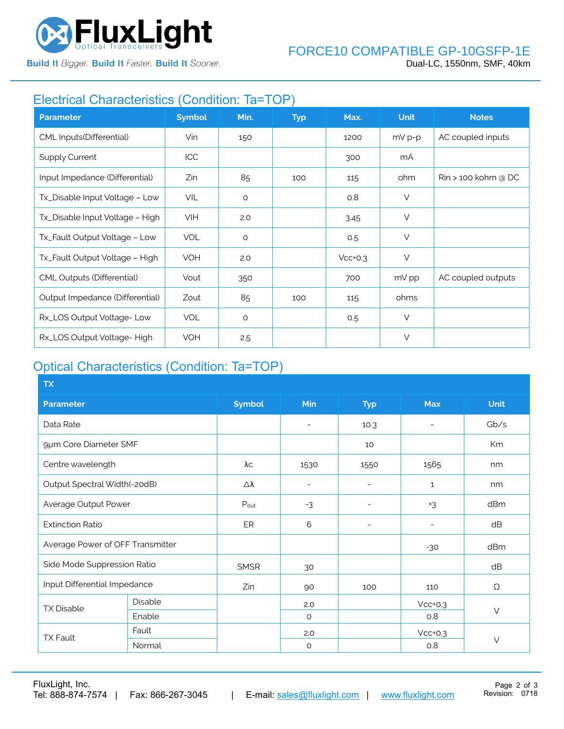## Electrical Characteristics (Condition: Ta=TOP)

| Parameter | Symbol | Min. | Typ | Max. | Unit | Notes |
|---|---|---|---|---|---|---|
| CML Inputs(Differential) | Vin | 150 | | 1200 | mV p-p | AC coupled inputs |
| Supply Current | ICC | | | 300 | mA | |
| Input Impedance (Differential) | Zin | 85 | 100 | 115 | ohm | Rin > 100 kohm @ DC |
| Tx_Disable Input Voltage – Low | VIL | 0 | | 0.8 | V | |
| Tx_Disable Input Voltage – High | VIH | 2.0 | | 3.45 | V | |
| Tx_Fault Output Voltage – Low | VOL | 0 | | 0.5 | V | |
| Tx_Fault Output Voltage – High | VOH | 2.0 | | Vcc+0.3 | V | |
| CML Outputs (Differential) | Vout | 350 | | 700 | mV pp | AC coupled outputs |
| Output Impedance (Differential) | Zout | 85 | 100 | 115 | ohms | |
| Rx_LOS Output Voltage- Low | VOL | 0 | | 0.5 | V | |
| Rx_LOS Output Voltage- High | VOH | 2.5 | | | V | |

## Optical Characteristics (Condition: Ta=TOP)

| TX | | | | | | |
|---|---|---|---|---|---|---|
| **Parameter** | | **Symbol** | **Min** | **Typ** | **Max** | **Unit** |
| Data Rate | | | - | 10.3 | - | Gb/s |
| 9µm Core Diameter SMF | | | | 10 | | Km |
| Centre wavelength | | λc | 1530 | 1550 | 1565 | nm |
| Output Spectral Width(-20dB) | | Δλ | - | - | 1 | nm |
| Average Output Power | | $P_{out}$ | -3 | - | +3 | dBm |
| Extinction Ratio | | ER | 6 | - | - | dB |
| Average Power of OFF Transmitter | | | | | -30 | dBm |
| Side Mode Suppression Ratio | | SMSR | 30 | | | dB |
| Input Differential Impedance | | Zin | 90 | 100 | 110 | Ω |
| TX Disable | Disable | | 2.0 | | Vcc+0.3 | V |
| | Enable | | 0 | | 0.8 | |
| TX Fault | Fault | | 2.0 | | Vcc+0.3 | V |
| | Normal | | 0 | | 0.8 | |

FluxLight, Inc.
Tel: 888-874-7574 | Fax: 866-267-3045 | E-mail: sales@fluxlight.com | www.fluxlight.com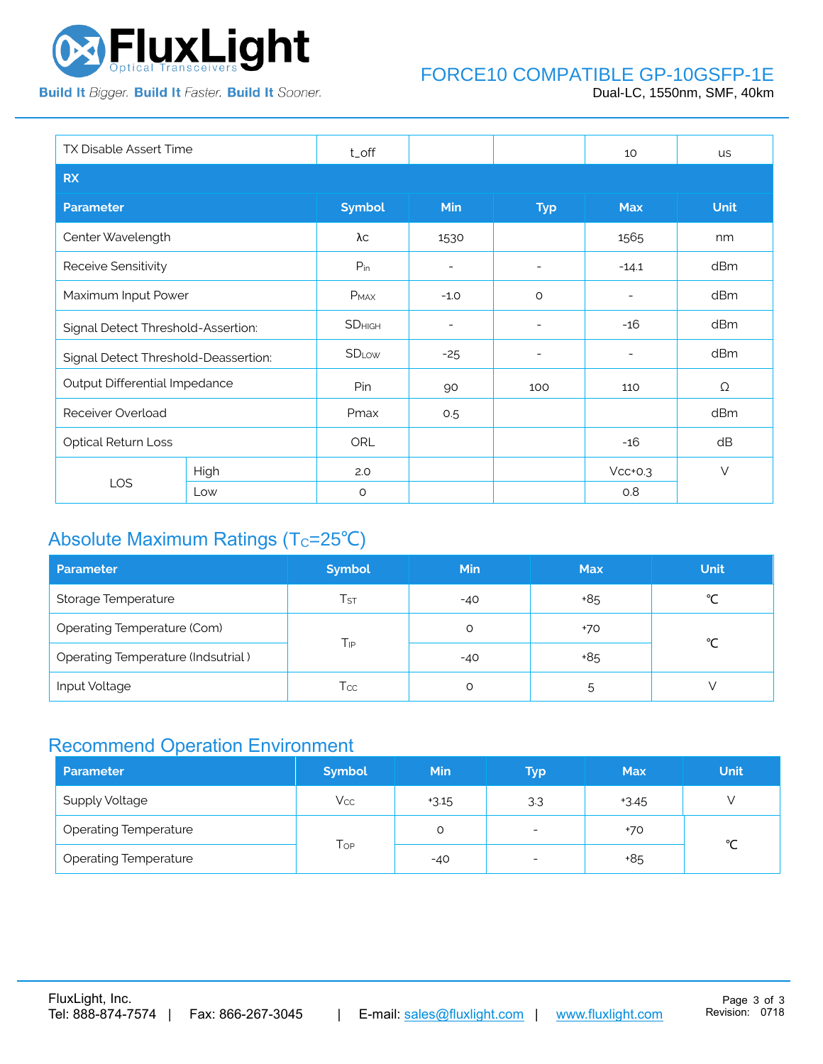| | | | | | |
|---|---|---|---|---|---|
| TX Disable Assert Time | t_off | | | 10 | us |
| **RX** | | | | | |
| **Parameter** | **Symbol** | **Min** | **Typ** | **Max** | **Unit** |
| Center Wavelength | λc | 1530 | | 1565 | nm |
| Receive Sensitivity | $P_{in}$ | - | - | -14.1 | dBm |
| Maximum Input Power | $P_{MAX}$ | -1.0 | 0 | - | dBm |
| Signal Detect Threshold-Assertion: | $SD_{HIGH}$ | - | - | -16 | dBm |
| Signal Detect Threshold-Deassertion: | $SD_{LOW}$ | -25 | - | - | dBm |
| Output Differential Impedance | Pin | 90 | 100 | 110 | Ω |
| Receiver Overload | Pmax | 0.5 | | | dBm |
| Optical Return Loss | ORL | | | -16 | dB |
| LOS High | 2.0 | | | Vcc+0.3 | V |
| LOS Low | 0 | | | 0.8 | |

## Absolute Maximum Ratings ($T_C$=25℃)

| Parameter | Symbol | Min | Max | Unit |
|---|---|---|---|---|
| Storage Temperature | $T_{ST}$ | -40 | +85 | ℃ |
| Operating Temperature (Com) | $T_{IP}$ | 0 | +70 | ℃ |
| Operating Temperature (Indsutrial ) | | -40 | +85 | |
| Input Voltage | $T_{CC}$ | 0 | 5 | V |

## Recommend Operation Environment

| Parameter | Symbol | Min | Typ | Max | Unit |
|---|---|---|---|---|---|
| Supply Voltage | $V_{CC}$ | +3.15 | 3.3 | +3.45 | V |
| Operating Temperature | $T_{OP}$ | 0 | - | +70 | ℃ |
| Operating Temperature | | -40 | - | +85 | |

FluxLight, Inc.
Tel: 888-874-7574 | Fax: 866-267-3045 | E-mail: sales@fluxlight.com | www.fluxlight.com

Revision: 0718